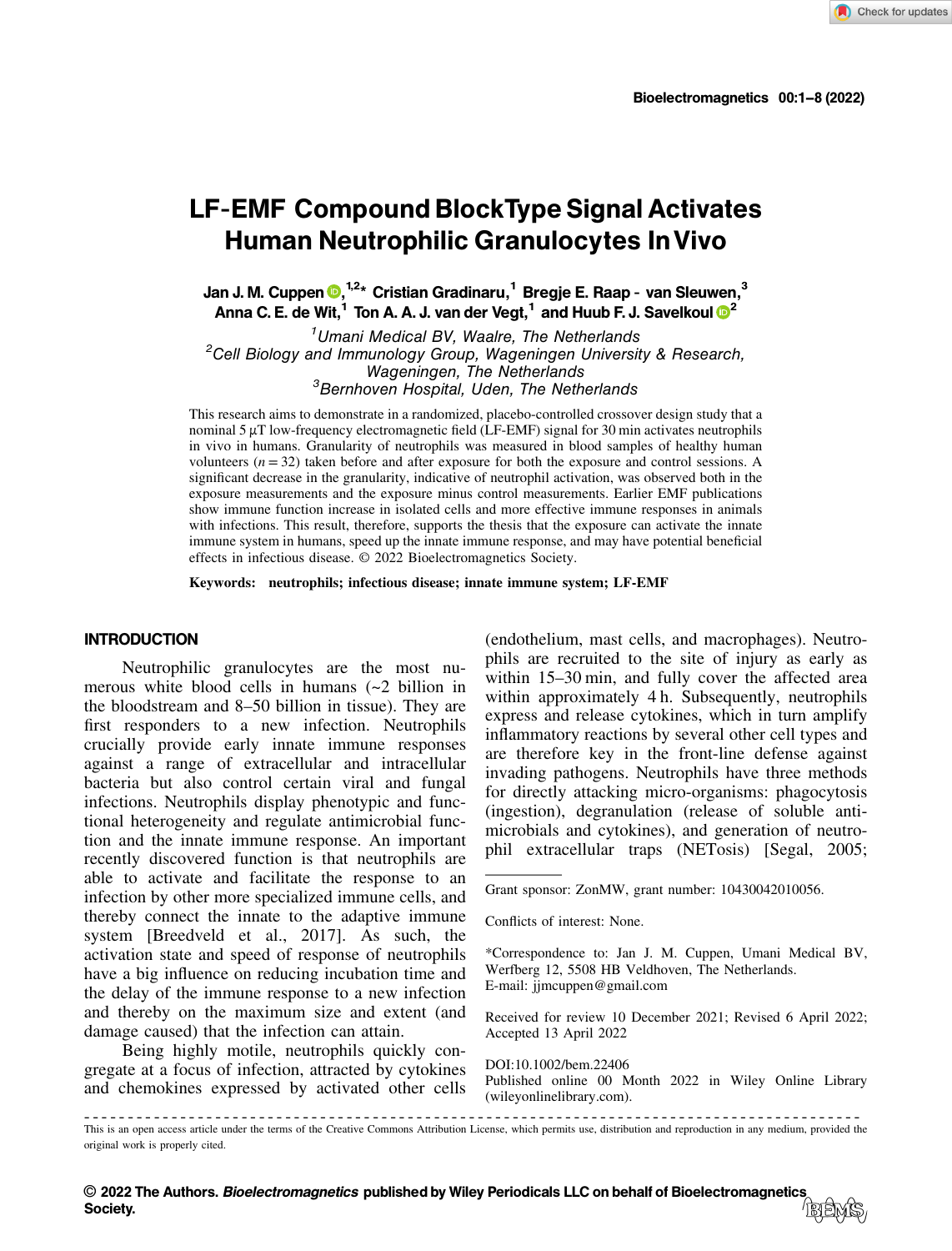# LF-EMF Compound BlockType Signal Activates Human Neutrophilic Granulocytes In Vivo

**Jan J. M. Cuppen,[1,2]* Cristian Gradinaru,[1] Bregje E. Raap - van Sleuwen,[3] Anna C. E. de Wit,[1] Ton A. A. J. van der Vegt,[1] and Huub F. J. Savelkoul[2]**

[1]*Umani Medical BV, Waalre, The Netherlands*
[2]*Cell Biology and Immunology Group, Wageningen University & Research, Wageningen, The Netherlands*
[3]*Bernhoven Hospital, Uden, The Netherlands*

This research aims to demonstrate in a randomized, placebo-controlled crossover design study that a nominal 5 μT low-frequency electromagnetic field (LF-EMF) signal for 30 min activates neutrophils in vivo in humans. Granularity of neutrophils was measured in blood samples of healthy human volunteers ($n = 32$) taken before and after exposure for both the exposure and control sessions. A significant decrease in the granularity, indicative of neutrophil activation, was observed both in the exposure measurements and the exposure minus control measurements. Earlier EMF publications show immune function increase in isolated cells and more effective immune responses in animals with infections. This result, therefore, supports the thesis that the exposure can activate the innate immune system in humans, speed up the innate immune response, and may have potential beneficial effects in infectious disease. © 2022 Bioelectromagnetics Society.

**Keywords:** **neutrophils; infectious disease; innate immune system; LF-EMF**

## INTRODUCTION

Neutrophilic granulocytes are the most numerous white blood cells in humans (~2 billion in the bloodstream and 8–50 billion in tissue). They are first responders to a new infection. Neutrophils crucially provide early innate immune responses against a range of extracellular and intracellular bacteria but also control certain viral and fungal infections. Neutrophils display phenotypic and functional heterogeneity and regulate antimicrobial function and the innate immune response. An important recently discovered function is that neutrophils are able to activate and facilitate the response to an infection by other more specialized immune cells, and thereby connect the innate to the adaptive immune system [Breedveld et al., 2017]. As such, the activation state and speed of response of neutrophils have a big influence on reducing incubation time and the delay of the immune response to a new infection and thereby on the maximum size and extent (and damage caused) that the infection can attain.

Being highly motile, neutrophils quickly congregate at a focus of infection, attracted by cytokines and chemokines expressed by activated other cells (endothelium, mast cells, and macrophages). Neutrophils are recruited to the site of injury as early as within 15–30 min, and fully cover the affected area within approximately 4 h. Subsequently, neutrophils express and release cytokines, which in turn amplify inflammatory reactions by several other cell types and are therefore key in the front-line defense against invading pathogens. Neutrophils have three methods for directly attacking micro-organisms: phagocytosis (ingestion), degranulation (release of soluble antimicrobials and cytokines), and generation of neutrophil extracellular traps (NETosis) [Segal, 2005;

---

Grant sponsor: ZonMW, grant number: 10430042010056.

Conflicts of interest: None.

*Correspondence to: Jan J. M. Cuppen, Umani Medical BV, Werfberg 12, 5508 HB Veldhoven, The Netherlands. E-mail: jjmcuppen@gmail.com

Received for review 10 December 2021; Revised 6 April 2022; Accepted 13 April 2022

DOI:10.1002/bem.22406
Published online 00 Month 2022 in Wiley Online Library (wileyonlinelibrary.com).

This is an open access article under the terms of the Creative Commons Attribution License, which permits use, distribution and reproduction in any medium, provided the original work is properly cited.

© 2022 The Authors. *Bioelectromagnetics* published by Wiley Periodicals LLC on behalf of Bioelectromagnetics Society.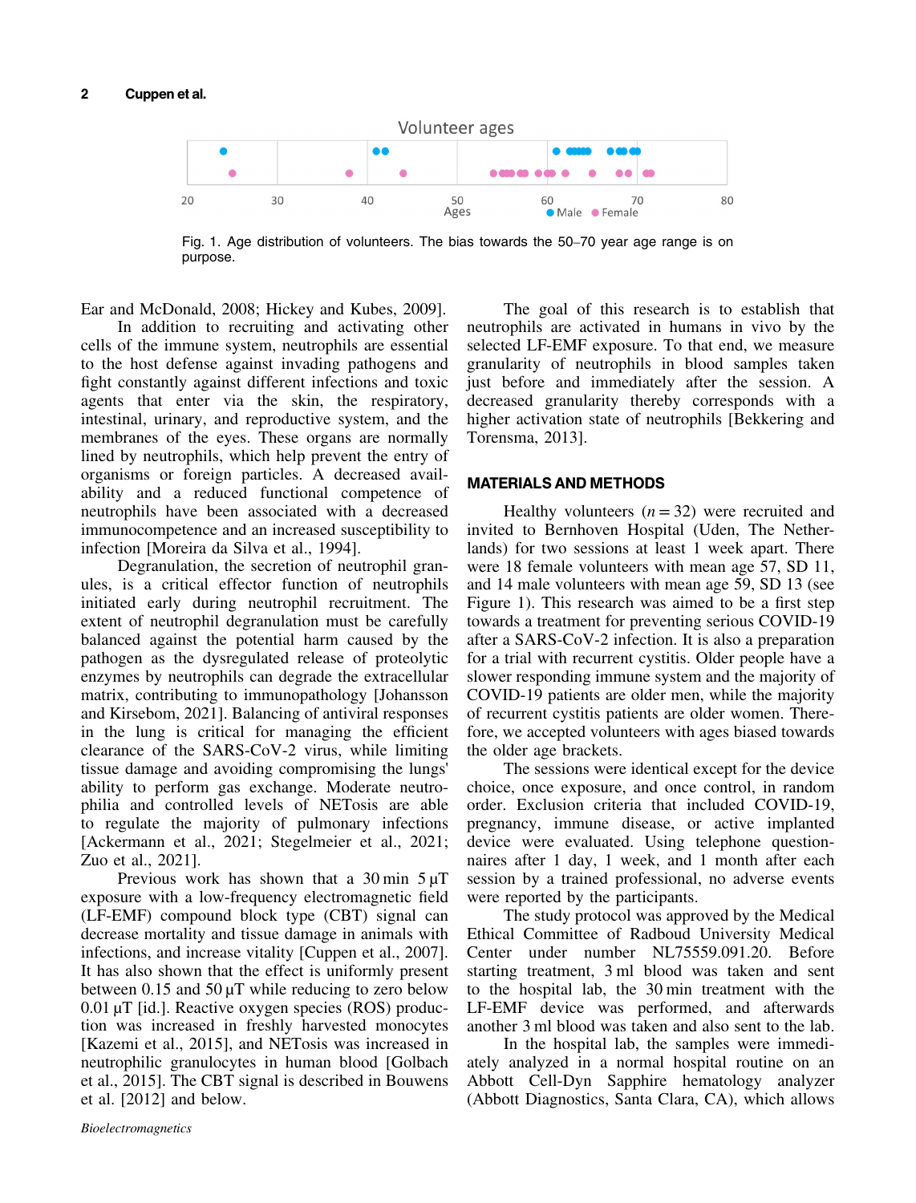Volunteer ages

20 30 40 50 60 70 80

Ages

Male Female

Fig. 1. Age distribution of volunteers. The bias towards the 50–70 year age range is on purpose.

Ear and McDonald, 2008; Hickey and Kubes, 2009].

In addition to recruiting and activating other cells of the immune system, neutrophils are essential to the host defense against invading pathogens and fight constantly against different infections and toxic agents that enter via the skin, the respiratory, intestinal, urinary, and reproductive system, and the membranes of the eyes. These organs are normally lined by neutrophils, which help prevent the entry of organisms or foreign particles. A decreased availability and a reduced functional competence of neutrophils have been associated with a decreased immunocompetence and an increased susceptibility to infection [Moreira da Silva et al., 1994].

Degranulation, the secretion of neutrophil granules, is a critical effector function of neutrophils initiated early during neutrophil recruitment. The extent of neutrophil degranulation must be carefully balanced against the potential harm caused by the pathogen as the dysregulated release of proteolytic enzymes by neutrophils can degrade the extracellular matrix, contributing to immunopathology [Johansson and Kirsebom, 2021]. Balancing of antiviral responses in the lung is critical for managing the efficient clearance of the SARS-CoV-2 virus, while limiting tissue damage and avoiding compromising the lungs' ability to perform gas exchange. Moderate neutrophilia and controlled levels of NETosis are able to regulate the majority of pulmonary infections [Ackermann et al., 2021; Stegelmeier et al., 2021; Zuo et al., 2021].

Previous work has shown that a 30 min 5 μT exposure with a low-frequency electromagnetic field (LF-EMF) compound block type (CBT) signal can decrease mortality and tissue damage in animals with infections, and increase vitality [Cuppen et al., 2007]. It has also shown that the effect is uniformly present between 0.15 and 50 μT while reducing to zero below 0.01 μT [id.]. Reactive oxygen species (ROS) production was increased in freshly harvested monocytes [Kazemi et al., 2015], and NETosis was increased in neutrophilic granulocytes in human blood [Golbach et al., 2015]. The CBT signal is described in Bouwens et al. [2012] and below.

The goal of this research is to establish that neutrophils are activated in humans in vivo by the selected LF-EMF exposure. To that end, we measure granularity of neutrophils in blood samples taken just before and immediately after the session. A decreased granularity thereby corresponds with a higher activation state of neutrophils [Bekkering and Torensma, 2013].

## MATERIALS AND METHODS

Healthy volunteers ($n = 32$) were recruited and invited to Bernhoven Hospital (Uden, The Netherlands) for two sessions at least 1 week apart. There were 18 female volunteers with mean age 57, SD 11, and 14 male volunteers with mean age 59, SD 13 (see Figure 1). This research was aimed to be a first step towards a treatment for preventing serious COVID-19 after a SARS-CoV-2 infection. It is also a preparation for a trial with recurrent cystitis. Older people have a slower responding immune system and the majority of COVID-19 patients are older men, while the majority of recurrent cystitis patients are older women. Therefore, we accepted volunteers with ages biased towards the older age brackets.

The sessions were identical except for the device choice, once exposure, and once control, in random order. Exclusion criteria that included COVID-19, pregnancy, immune disease, or active implanted device were evaluated. Using telephone questionnaires after 1 day, 1 week, and 1 month after each session by a trained professional, no adverse events were reported by the participants.

The study protocol was approved by the Medical Ethical Committee of Radboud University Medical Center under number NL75559.091.20. Before starting treatment, 3 ml blood was taken and sent to the hospital lab, the 30 min treatment with the LF-EMF device was performed, and afterwards another 3 ml blood was taken and also sent to the lab.

In the hospital lab, the samples were immediately analyzed in a normal hospital routine on an Abbott Cell-Dyn Sapphire hematology analyzer (Abbott Diagnostics, Santa Clara, CA), which allows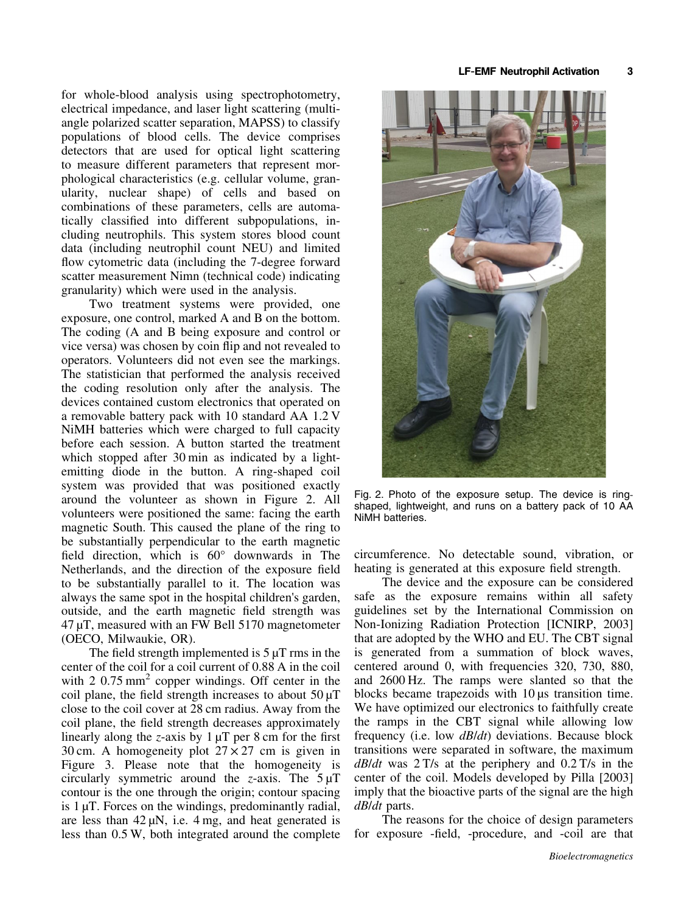for whole-blood analysis using spectrophotometry, electrical impedance, and laser light scattering (multi-angle polarized scatter separation, MAPSS) to classify populations of blood cells. The device comprises detectors that are used for optical light scattering to measure different parameters that represent morphological characteristics (e.g. cellular volume, granularity, nuclear shape) of cells and based on combinations of these parameters, cells are automatically classified into different subpopulations, including neutrophils. This system stores blood count data (including neutrophil count NEU) and limited flow cytometric data (including the 7-degree forward scatter measurement Nimn (technical code) indicating granularity) which were used in the analysis.

Two treatment systems were provided, one exposure, one control, marked A and B on the bottom. The coding (A and B being exposure and control or vice versa) was chosen by coin flip and not revealed to operators. Volunteers did not even see the markings. The statistician that performed the analysis received the coding resolution only after the analysis. The devices contained custom electronics that operated on a removable battery pack with 10 standard AA 1.2 V NiMH batteries which were charged to full capacity before each session. A button started the treatment which stopped after 30 min as indicated by a light-emitting diode in the button. A ring-shaped coil system was provided that was positioned exactly around the volunteer as shown in Figure 2. All volunteers were positioned the same: facing the earth magnetic South. This caused the plane of the ring to be substantially perpendicular to the earth magnetic field direction, which is 60° downwards in The Netherlands, and the direction of the exposure field to be substantially parallel to it. The location was always the same spot in the hospital children's garden, outside, and the earth magnetic field strength was 47 μT, measured with an FW Bell 5170 magnetometer (OECO, Milwaukie, OR).

The field strength implemented is 5 μT rms in the center of the coil for a coil current of 0.88 A in the coil with 2 0.75 $mm^2$ copper windings. Off center in the coil plane, the field strength increases to about 50 μT close to the coil cover at 28 cm radius. Away from the coil plane, the field strength decreases approximately linearly along the *z*-axis by 1 μT per 8 cm for the first 30 cm. A homogeneity plot 27 × 27 cm is given in Figure 3. Please note that the homogeneity is circularly symmetric around the *z*-axis. The 5 μT contour is the one through the origin; contour spacing is 1 μT. Forces on the windings, predominantly radial, are less than 42 μN, i.e. 4 mg, and heat generated is less than 0.5 W, both integrated around the complete circumference. No detectable sound, vibration, or heating is generated at this exposure field strength.

Fig. 2. Photo of the exposure setup. The device is ring-shaped, lightweight, and runs on a battery pack of 10 AA NiMH batteries.

The device and the exposure can be considered safe as the exposure remains within all safety guidelines set by the International Commission on Non-Ionizing Radiation Protection [ICNIRP, 2003] that are adopted by the WHO and EU. The CBT signal is generated from a summation of block waves, centered around 0, with frequencies 320, 730, 880, and 2600 Hz. The ramps were slanted so that the blocks became trapezoids with 10 μs transition time. We have optimized our electronics to faithfully create the ramps in the CBT signal while allowing low frequency (i.e. low *dB*/*dt*) deviations. Because block transitions were separated in software, the maximum *dB*/*dt* was 2 T/s at the periphery and 0.2 T/s in the center of the coil. Models developed by Pilla [2003] imply that the bioactive parts of the signal are the high *dB*/*dt* parts.

The reasons for the choice of design parameters for exposure -field, -procedure, and -coil are that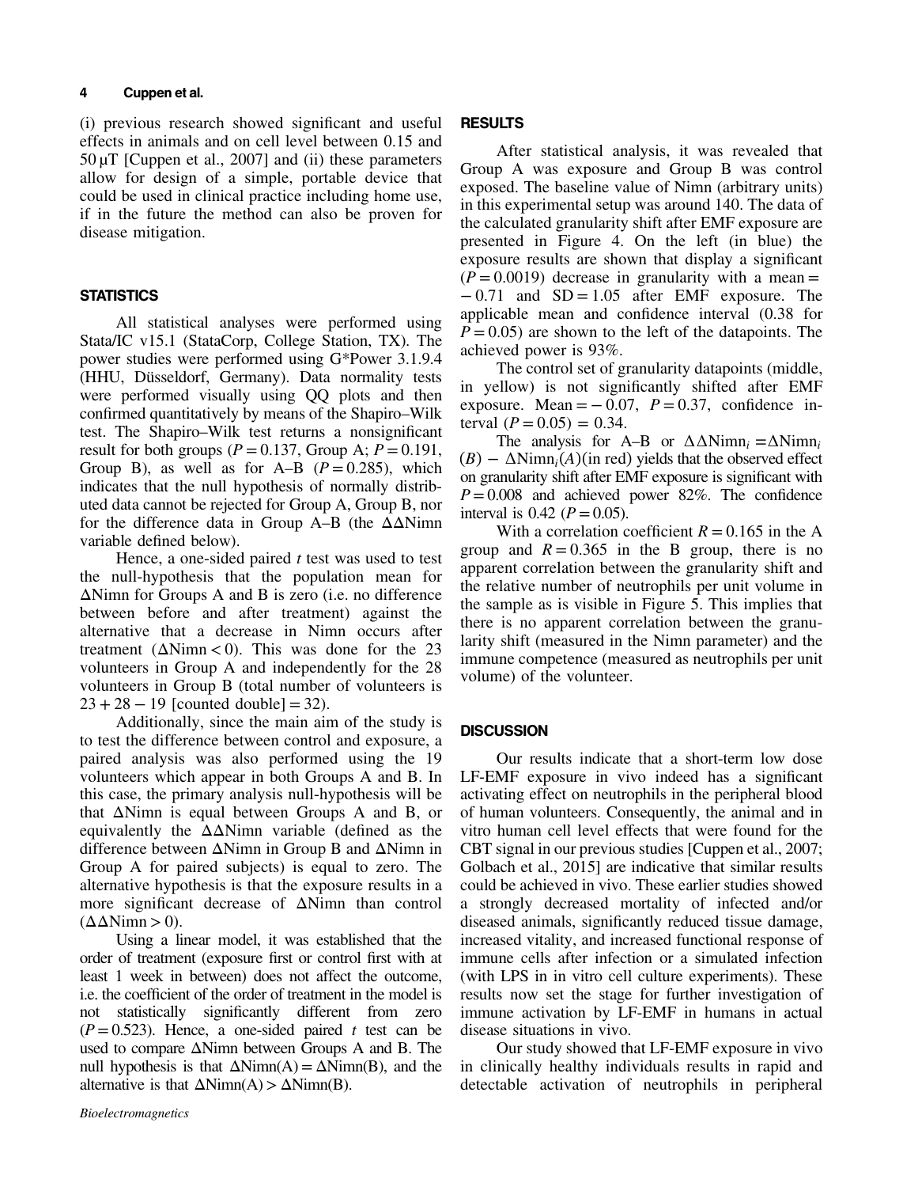(i) previous research showed significant and useful effects in animals and on cell level between 0.15 and 50 μT [Cuppen et al., 2007] and (ii) these parameters allow for design of a simple, portable device that could be used in clinical practice including home use, if in the future the method can also be proven for disease mitigation.

## STATISTICS

All statistical analyses were performed using Stata/IC v15.1 (StataCorp, College Station, TX). The power studies were performed using G*Power 3.1.9.4 (HHU, Düsseldorf, Germany). Data normality tests were performed visually using QQ plots and then confirmed quantitatively by means of the Shapiro–Wilk test. The Shapiro–Wilk test returns a nonsignificant result for both groups ($P = 0.137$, Group A; $P = 0.191$, Group B), as well as for A–B ($P = 0.285$), which indicates that the null hypothesis of normally distributed data cannot be rejected for Group A, Group B, nor for the difference data in Group A–B (the ΔΔNimn variable defined below).

Hence, a one-sided paired *t* test was used to test the null-hypothesis that the population mean for ΔNimn for Groups A and B is zero (i.e. no difference between before and after treatment) against the alternative that a decrease in Nimn occurs after treatment (ΔNimn < 0). This was done for the 23 volunteers in Group A and independently for the 28 volunteers in Group B (total number of volunteers is 23 + 28 − 19 [counted double] = 32).

Additionally, since the main aim of the study is to test the difference between control and exposure, a paired analysis was also performed using the 19 volunteers which appear in both Groups A and B. In this case, the primary analysis null-hypothesis will be that ΔNimn is equal between Groups A and B, or equivalently the ΔΔNimn variable (defined as the difference between ΔNimn in Group B and ΔNimn in Group A for paired subjects) is equal to zero. The alternative hypothesis is that the exposure results in a more significant decrease of ΔNimn than control (ΔΔNimn > 0).

Using a linear model, it was established that the order of treatment (exposure first or control first with at least 1 week in between) does not affect the outcome, i.e. the coefficient of the order of treatment in the model is not statistically significantly different from zero ($P = 0.523$). Hence, a one-sided paired *t* test can be used to compare ΔNimn between Groups A and B. The null hypothesis is that ΔNimn(A) = ΔNimn(B), and the alternative is that ΔNimn(A) > ΔNimn(B).

## RESULTS

After statistical analysis, it was revealed that Group A was exposure and Group B was control exposed. The baseline value of Nimn (arbitrary units) in this experimental setup was around 140. The data of the calculated granularity shift after EMF exposure are presented in Figure 4. On the left (in blue) the exposure results are shown that display a significant ($P = 0.0019$) decrease in granularity with a mean = − 0.71 and SD = 1.05 after EMF exposure. The applicable mean and confidence interval (0.38 for $P = 0.05$) are shown to the left of the datapoints. The achieved power is 93%.

The control set of granularity datapoints (middle, in yellow) is not significantly shifted after EMF exposure. Mean = − 0.07, $P = 0.37$, confidence interval ($P = 0.05$) = 0.34.

The analysis for A–B or $\Delta\Delta \text{Nimn}_i = \Delta \text{Nimn}_i(B) - \Delta \text{Nimn}_i(A)$ (in red) yields that the observed effect on granularity shift after EMF exposure is significant with $P = 0.008$ and achieved power 82%. The confidence interval is 0.42 ($P = 0.05$).

With a correlation coefficient $R = 0.165$ in the A group and $R = 0.365$ in the B group, there is no apparent correlation between the granularity shift and the relative number of neutrophils per unit volume in the sample as is visible in Figure 5. This implies that there is no apparent correlation between the granularity shift (measured in the Nimn parameter) and the immune competence (measured as neutrophils per unit volume) of the volunteer.

## DISCUSSION

Our results indicate that a short-term low dose LF-EMF exposure in vivo indeed has a significant activating effect on neutrophils in the peripheral blood of human volunteers. Consequently, the animal and in vitro human cell level effects that were found for the CBT signal in our previous studies [Cuppen et al., 2007; Golbach et al., 2015] are indicative that similar results could be achieved in vivo. These earlier studies showed a strongly decreased mortality of infected and/or diseased animals, significantly reduced tissue damage, increased vitality, and increased functional response of immune cells after infection or a simulated infection (with LPS in in vitro cell culture experiments). These results now set the stage for further investigation of immune activation by LF-EMF in humans in actual disease situations in vivo.

Our study showed that LF-EMF exposure in vivo in clinically healthy individuals results in rapid and detectable activation of neutrophils in peripheral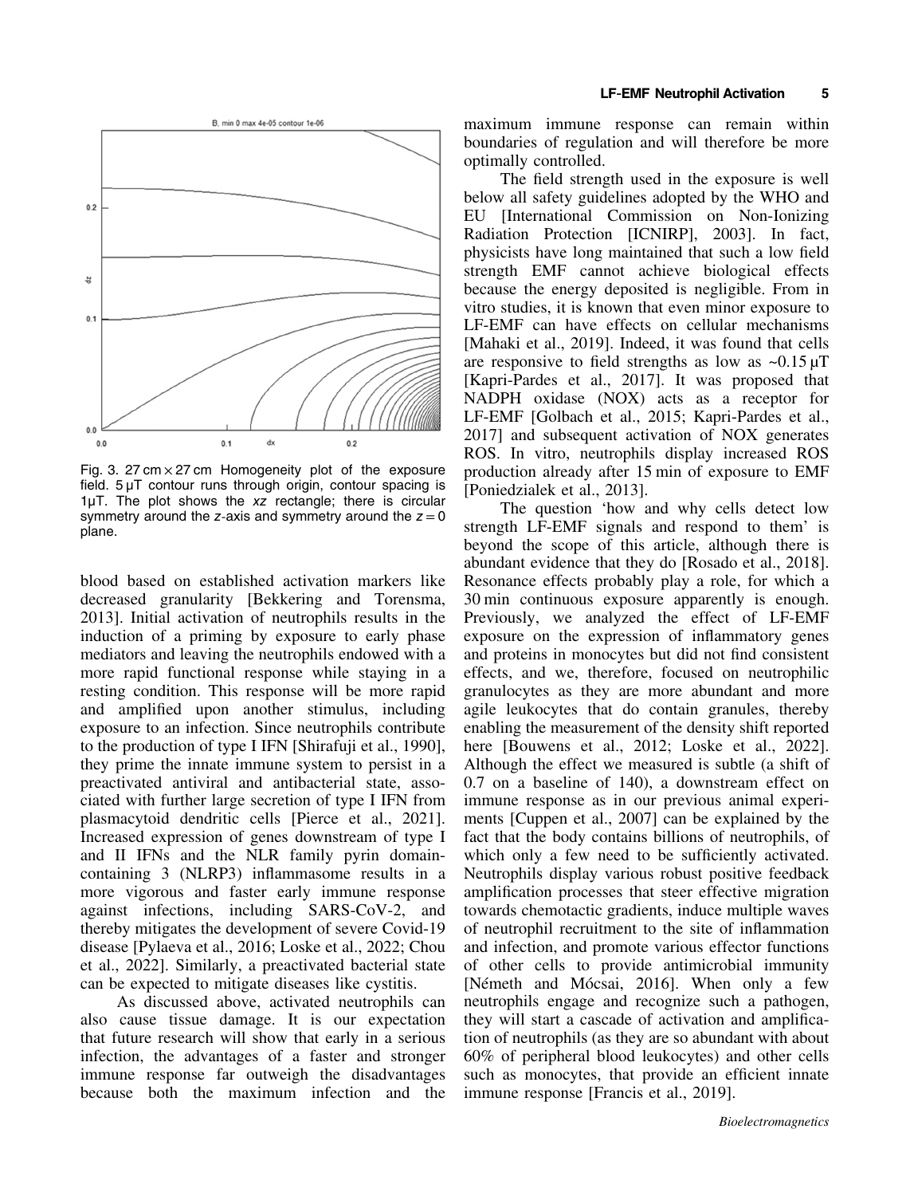B, min 0 max 4e-05 contour 1e-06

0.2

dz

0.1

0.0

0.0 0.1 dx 0.2

Fig. 3. 27 cm × 27 cm Homogeneity plot of the exposure field. 5 μT contour runs through origin, contour spacing is 1μT. The plot shows the *xz* rectangle; there is circular symmetry around the *z*-axis and symmetry around the $z = 0$ plane.

blood based on established activation markers like decreased granularity [Bekkering and Torensma, 2013]. Initial activation of neutrophils results in the induction of a priming by exposure to early phase mediators and leaving the neutrophils endowed with a more rapid functional response while staying in a resting condition. This response will be more rapid and amplified upon another stimulus, including exposure to an infection. Since neutrophils contribute to the production of type I IFN [Shirafuji et al., 1990], they prime the innate immune system to persist in a preactivated antiviral and antibacterial state, associated with further large secretion of type I IFN from plasmacytoid dendritic cells [Pierce et al., 2021]. Increased expression of genes downstream of type I and II IFNs and the NLR family pyrin domain-containing 3 (NLRP3) inflammasome results in a more vigorous and faster early immune response against infections, including SARS-CoV-2, and thereby mitigates the development of severe Covid-19 disease [Pylaeva et al., 2016; Loske et al., 2022; Chou et al., 2022]. Similarly, a preactivated bacterial state can be expected to mitigate diseases like cystitis.

As discussed above, activated neutrophils can also cause tissue damage. It is our expectation that future research will show that early in a serious infection, the advantages of a faster and stronger immune response far outweigh the disadvantages because both the maximum infection and the maximum immune response can remain within boundaries of regulation and will therefore be more optimally controlled.

The field strength used in the exposure is well below all safety guidelines adopted by the WHO and EU [International Commission on Non-Ionizing Radiation Protection [ICNIRP], 2003]. In fact, physicists have long maintained that such a low field strength EMF cannot achieve biological effects because the energy deposited is negligible. From in vitro studies, it is known that even minor exposure to LF-EMF can have effects on cellular mechanisms [Mahaki et al., 2019]. Indeed, it was found that cells are responsive to field strengths as low as ~0.15 μT [Kapri-Pardes et al., 2017]. It was proposed that NADPH oxidase (NOX) acts as a receptor for LF-EMF [Golbach et al., 2015; Kapri-Pardes et al., 2017] and subsequent activation of NOX generates ROS. In vitro, neutrophils display increased ROS production already after 15 min of exposure to EMF [Poniedzialek et al., 2013].

The question 'how and why cells detect low strength LF-EMF signals and respond to them' is beyond the scope of this article, although there is abundant evidence that they do [Rosado et al., 2018]. Resonance effects probably play a role, for which a 30 min continuous exposure apparently is enough. Previously, we analyzed the effect of LF-EMF exposure on the expression of inflammatory genes and proteins in monocytes but did not find consistent effects, and we, therefore, focused on neutrophilic granulocytes as they are more abundant and more agile leukocytes that do contain granules, thereby enabling the measurement of the density shift reported here [Bouwens et al., 2012; Loske et al., 2022]. Although the effect we measured is subtle (a shift of 0.7 on a baseline of 140), a downstream effect on immune response as in our previous animal experiments [Cuppen et al., 2007] can be explained by the fact that the body contains billions of neutrophils, of which only a few need to be sufficiently activated. Neutrophils display various robust positive feedback amplification processes that steer effective migration towards chemotactic gradients, induce multiple waves of neutrophil recruitment to the site of inflammation and infection, and promote various effector functions of other cells to provide antimicrobial immunity [Németh and Mócsai, 2016]. When only a few neutrophils engage and recognize such a pathogen, they will start a cascade of activation and amplification of neutrophils (as they are so abundant with about 60% of peripheral blood leukocytes) and other cells such as monocytes, that provide an efficient innate immune response [Francis et al., 2019].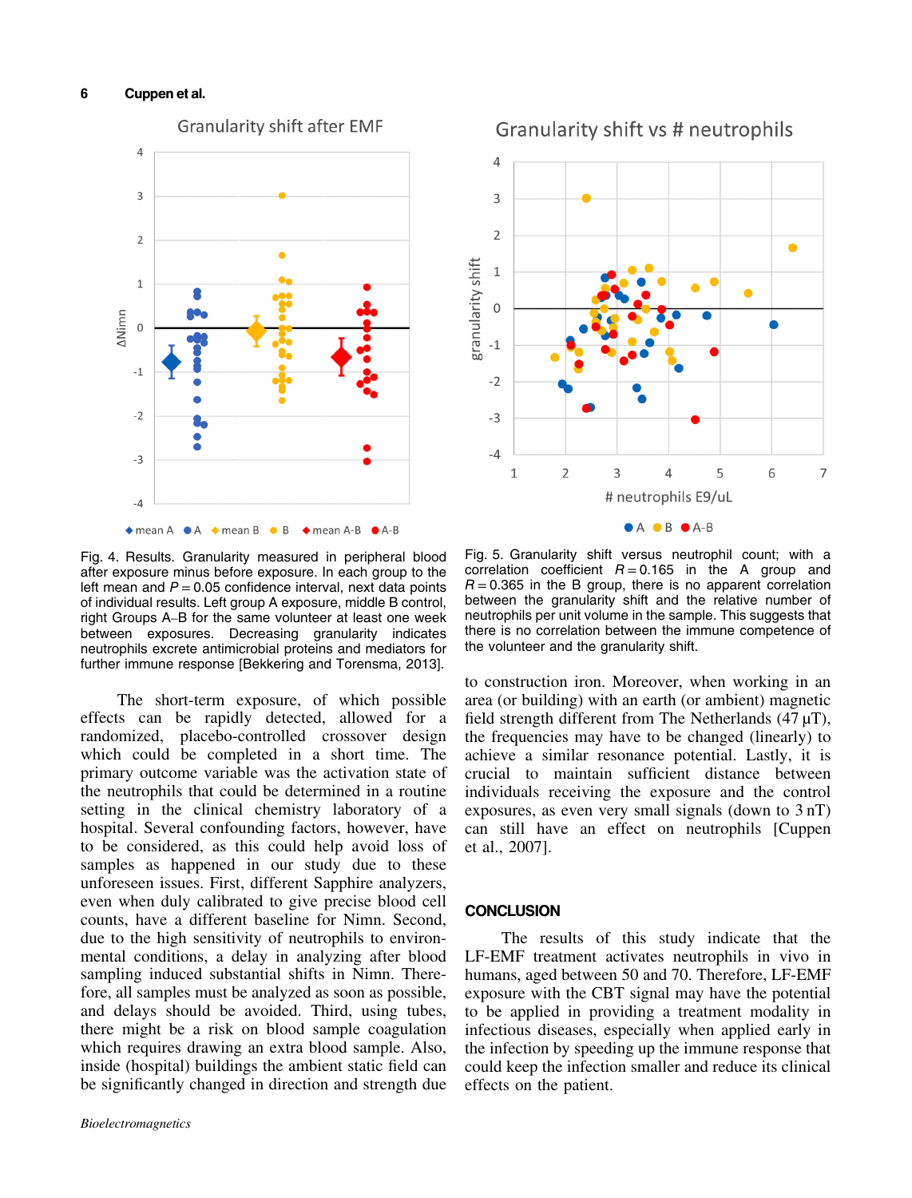Granularity shift after EMF

4
3
2
1
0
-1
-2
-3
-4

ΔNimn

◆mean A ●A ◆mean B ●B ◆mean A-B ●A-B

Fig. 4. Results. Granularity measured in peripheral blood after exposure minus before exposure. In each group to the left mean and $P = 0.05$ confidence interval, next data points of individual results. Left group A exposure, middle B control, right Groups A–B for the same volunteer at least one week between exposures. Decreasing granularity indicates neutrophils excrete antimicrobial proteins and mediators for further immune response [Bekkering and Torensma, 2013].

Granularity shift vs # neutrophils

4
3
2
1
0
-1
-2
-3
-4

granularity shift

1 2 3 4 5 6 7

# neutrophils E9/uL

●A ●B ●A-B

Fig. 5. Granularity shift versus neutrophil count; with a correlation coefficient $R = 0.165$ in the A group and $R = 0.365$ in the B group, there is no apparent correlation between the granularity shift and the relative number of neutrophils per unit volume in the sample. This suggests that there is no correlation between the immune competence of the volunteer and the granularity shift.

The short-term exposure, of which possible effects can be rapidly detected, allowed for a randomized, placebo-controlled crossover design which could be completed in a short time. The primary outcome variable was the activation state of the neutrophils that could be determined in a routine setting in the clinical chemistry laboratory of a hospital. Several confounding factors, however, have to be considered, as this could help avoid loss of samples as happened in our study due to these unforeseen issues. First, different Sapphire analyzers, even when duly calibrated to give precise blood cell counts, have a different baseline for Nimn. Second, due to the high sensitivity of neutrophils to environmental conditions, a delay in analyzing after blood sampling induced substantial shifts in Nimn. Therefore, all samples must be analyzed as soon as possible, and delays should be avoided. Third, using tubes, there might be a risk on blood sample coagulation which requires drawing an extra blood sample. Also, inside (hospital) buildings the ambient static field can be significantly changed in direction and strength due to construction iron. Moreover, when working in an area (or building) with an earth (or ambient) magnetic field strength different from The Netherlands (47 μT), the frequencies may have to be changed (linearly) to achieve a similar resonance potential. Lastly, it is crucial to maintain sufficient distance between individuals receiving the exposure and the control exposures, as even very small signals (down to 3 nT) can still have an effect on neutrophils [Cuppen et al., 2007].

## CONCLUSION

The results of this study indicate that the LF-EMF treatment activates neutrophils in vivo in humans, aged between 50 and 70. Therefore, LF-EMF exposure with the CBT signal may have the potential to be applied in providing a treatment modality in infectious diseases, especially when applied early in the infection by speeding up the immune response that could keep the infection smaller and reduce its clinical effects on the patient.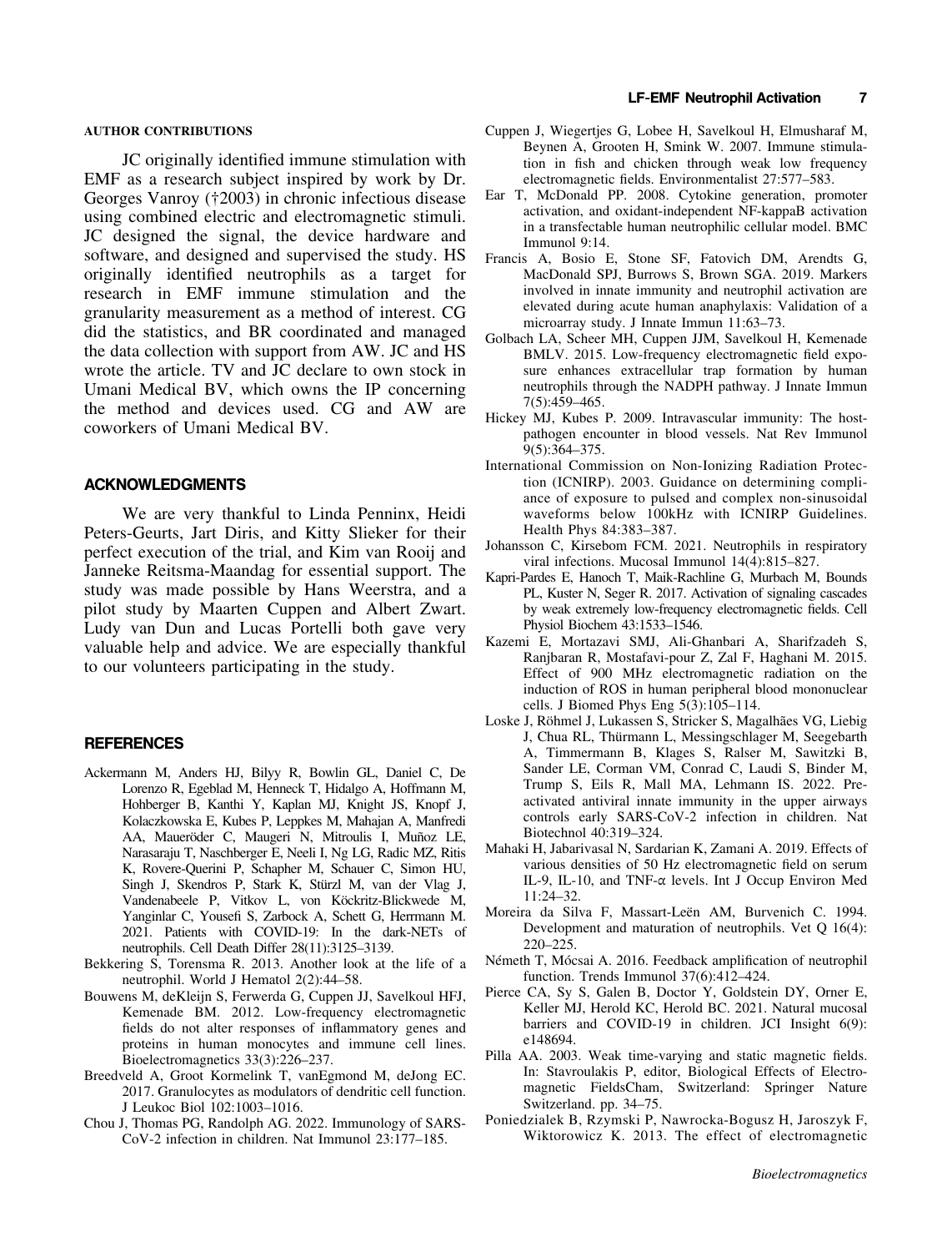## AUTHOR CONTRIBUTIONS

JC originally identified immune stimulation with EMF as a research subject inspired by work by Dr. Georges Vanroy (†2003) in chronic infectious disease using combined electric and electromagnetic stimuli. JC designed the signal, the device hardware and software, and designed and supervised the study. HS originally identified neutrophils as a target for research in EMF immune stimulation and the granularity measurement as a method of interest. CG did the statistics, and BR coordinated and managed the data collection with support from AW. JC and HS wrote the article. TV and JC declare to own stock in Umani Medical BV, which owns the IP concerning the method and devices used. CG and AW are coworkers of Umani Medical BV.

## ACKNOWLEDGMENTS

We are very thankful to Linda Penninx, Heidi Peters-Geurts, Jart Diris, and Kitty Slieker for their perfect execution of the trial, and Kim van Rooij and Janneke Reitsma-Maandag for essential support. The study was made possible by Hans Weerstra, and a pilot study by Maarten Cuppen and Albert Zwart. Ludy van Dun and Lucas Portelli both gave very valuable help and advice. We are especially thankful to our volunteers participating in the study.

## REFERENCES

Ackermann M, Anders HJ, Bilyy R, Bowlin GL, Daniel C, De Lorenzo R, Egeblad M, Henneck T, Hidalgo A, Hoffmann M, Hohberger B, Kanthi Y, Kaplan MJ, Knight JS, Knopf J, Kolaczkowska E, Kubes P, Leppkes M, Mahajan A, Manfredi AA, Maueröder C, Maugeri N, Mitroulis I, Muñoz LE, Narasaraju T, Naschberger E, Neeli I, Ng LG, Radic MZ, Ritis K, Rovere-Querini P, Schapher M, Schauer C, Simon HU, Singh J, Skendros P, Stark K, Stürzl M, van der Vlag J, Vandenabeele P, Vitkov L, von Köckritz-Blickwede M, Yanginlar C, Yousefi S, Zarbock A, Schett G, Herrmann M. 2021. Patients with COVID-19: In the dark-NETs of neutrophils. Cell Death Differ 28(11):3125–3139.

Bekkering S, Torensma R. 2013. Another look at the life of a neutrophil. World J Hematol 2(2):44–58.

Bouwens M, deKleijn S, Ferwerda G, Cuppen JJ, Savelkoul HFJ, Kemenade BM. 2012. Low-frequency electromagnetic fields do not alter responses of inflammatory genes and proteins in human monocytes and immune cell lines. Bioelectromagnetics 33(3):226–237.

Breedveld A, Groot Kormelink T, vanEgmond M, deJong EC. 2017. Granulocytes as modulators of dendritic cell function. J Leukoc Biol 102:1003–1016.

Chou J, Thomas PG, Randolph AG. 2022. Immunology of SARS-CoV-2 infection in children. Nat Immunol 23:177–185.

Cuppen J, Wiegertjes G, Lobee H, Savelkoul H, Elmusharaf M, Beynen A, Grooten H, Smink W. 2007. Immune stimulation in fish and chicken through weak low frequency electromagnetic fields. Environmentalist 27:577–583.

Ear T, McDonald PP. 2008. Cytokine generation, promoter activation, and oxidant-independent NF-kappaB activation in a transfectable human neutrophilic cellular model. BMC Immunol 9:14.

Francis A, Bosio E, Stone SF, Fatovich DM, Arendts G, MacDonald SPJ, Burrows S, Brown SGA. 2019. Markers involved in innate immunity and neutrophil activation are elevated during acute human anaphylaxis: Validation of a microarray study. J Innate Immun 11:63–73.

Golbach LA, Scheer MH, Cuppen JJM, Savelkoul H, Kemenade BMLV. 2015. Low-frequency electromagnetic field exposure enhances extracellular trap formation by human neutrophils through the NADPH pathway. J Innate Immun 7(5):459–465.

Hickey MJ, Kubes P. 2009. Intravascular immunity: The host-pathogen encounter in blood vessels. Nat Rev Immunol 9(5):364–375.

International Commission on Non-Ionizing Radiation Protection (ICNIRP). 2003. Guidance on determining compliance of exposure to pulsed and complex non-sinusoidal waveforms below 100kHz with ICNIRP Guidelines. Health Phys 84:383–387.

Johansson C, Kirsebom FCM. 2021. Neutrophils in respiratory viral infections. Mucosal Immunol 14(4):815–827.

Kapri-Pardes E, Hanoch T, Maik-Rachline G, Murbach M, Bounds PL, Kuster N, Seger R. 2017. Activation of signaling cascades by weak extremely low-frequency electromagnetic fields. Cell Physiol Biochem 43:1533–1546.

Kazemi E, Mortazavi SMJ, Ali-Ghanbari A, Sharifzadeh S, Ranjbaran R, Mostafavi-pour Z, Zal F, Haghani M. 2015. Effect of 900 MHz electromagnetic radiation on the induction of ROS in human peripheral blood mononuclear cells. J Biomed Phys Eng 5(3):105–114.

Loske J, Röhmel J, Lukassen S, Stricker S, Magalhães VG, Liebig J, Chua RL, Thürmann L, Messingschlager M, Seegebarth A, Timmermann B, Klages S, Ralser M, Sawitzki B, Sander LE, Corman VM, Conrad C, Laudi S, Binder M, Trump S, Eils R, Mall MA, Lehmann IS. 2022. Pre-activated antiviral innate immunity in the upper airways controls early SARS-CoV-2 infection in children. Nat Biotechnol 40:319–324.

Mahaki H, Jabarivasal N, Sardarian K, Zamani A. 2019. Effects of various densities of 50 Hz electromagnetic field on serum IL-9, IL-10, and TNF-α levels. Int J Occup Environ Med 11:24–32.

Moreira da Silva F, Massart-Leën AM, Burvenich C. 1994. Development and maturation of neutrophils. Vet Q 16(4): 220–225.

Németh T, Mócsai A. 2016. Feedback amplification of neutrophil function. Trends Immunol 37(6):412–424.

Pierce CA, Sy S, Galen B, Doctor Y, Goldstein DY, Orner E, Keller MJ, Herold KC, Herold BC. 2021. Natural mucosal barriers and COVID-19 in children. JCI Insight 6(9): e148694.

Pilla AA. 2003. Weak time-varying and static magnetic fields. In: Stavroulakis P, editor, Biological Effects of Electromagnetic FieldsCham, Switzerland: Springer Nature Switzerland. pp. 34–75.

Poniedzialek B, Rzymski P, Nawrocka-Bogusz H, Jaroszyk F, Wiktorowicz K. 2013. The effect of electromagnetic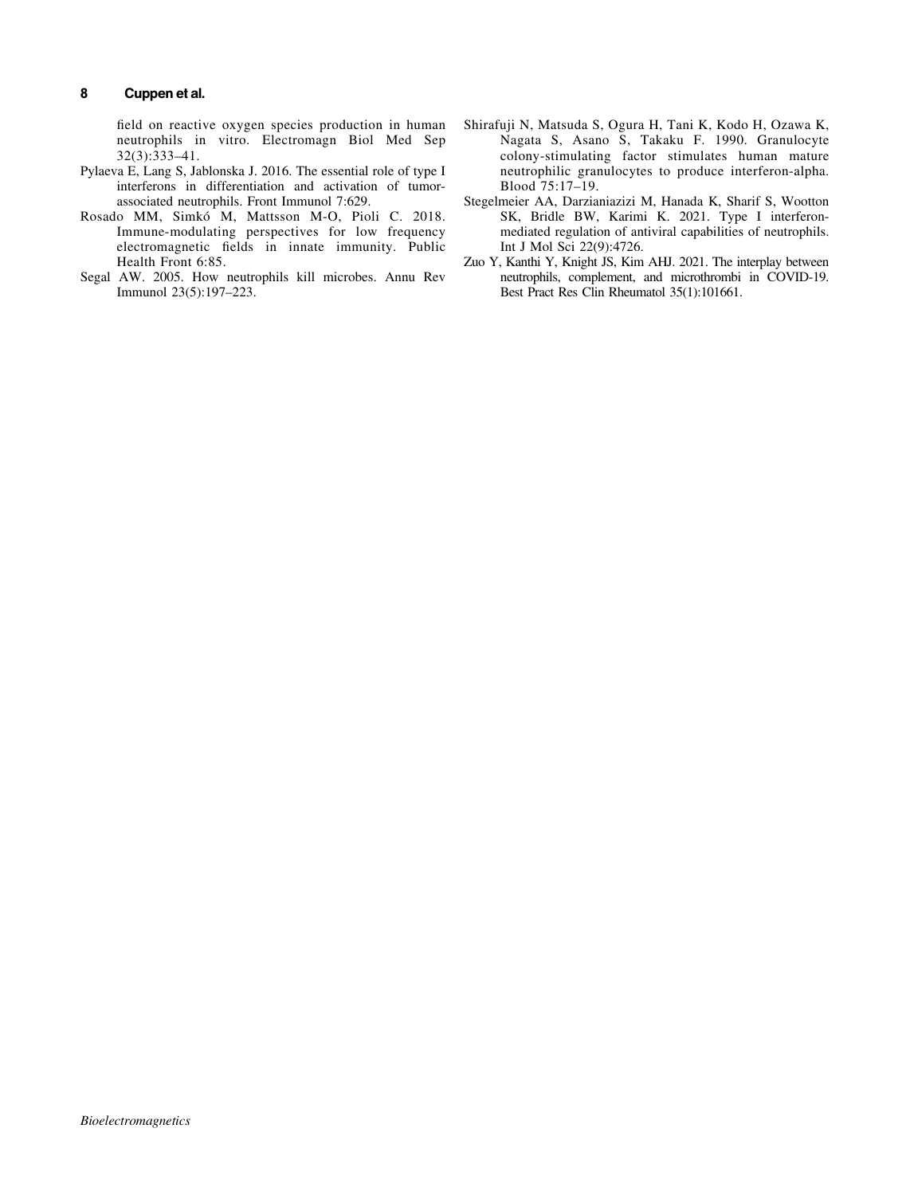field on reactive oxygen species production in human neutrophils in vitro. Electromagn Biol Med Sep 32(3):333–41.

Pylaeva E, Lang S, Jablonska J. 2016. The essential role of type I interferons in differentiation and activation of tumor-associated neutrophils. Front Immunol 7:629.

Rosado MM, Simkó M, Mattsson M-O, Pioli C. 2018. Immune-modulating perspectives for low frequency electromagnetic fields in innate immunity. Public Health Front 6:85.

Segal AW. 2005. How neutrophils kill microbes. Annu Rev Immunol 23(5):197–223.

Shirafuji N, Matsuda S, Ogura H, Tani K, Kodo H, Ozawa K, Nagata S, Asano S, Takaku F. 1990. Granulocyte colony-stimulating factor stimulates human mature neutrophilic granulocytes to produce interferon-alpha. Blood 75:17–19.

Stegelmeier AA, Darzianiazizi M, Hanada K, Sharif S, Wootton SK, Bridle BW, Karimi K. 2021. Type I interferon-mediated regulation of antiviral capabilities of neutrophils. Int J Mol Sci 22(9):4726.

Zuo Y, Kanthi Y, Knight JS, Kim AHJ. 2021. The interplay between neutrophils, complement, and microthrombi in COVID-19. Best Pract Res Clin Rheumatol 35(1):101661.